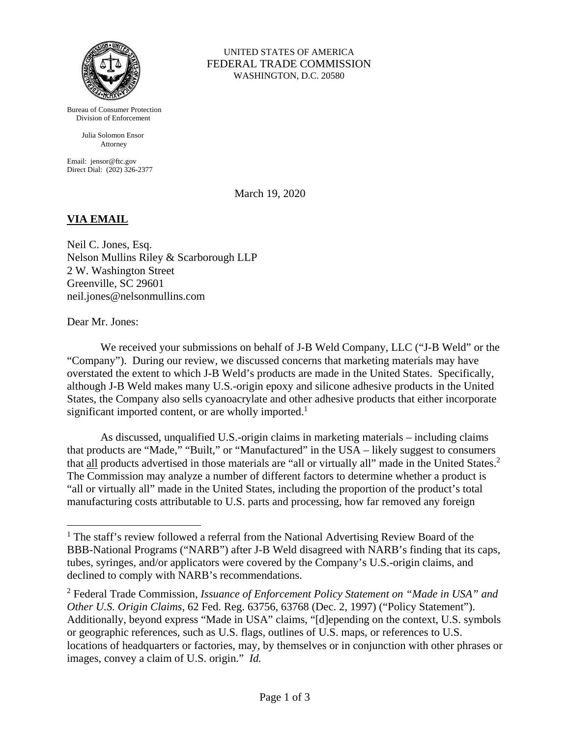UNITED STATES OF AMERICA
FEDERAL TRADE COMMISSION
WASHINGTON, D.C. 20580

Bureau of Consumer Protection
Division of Enforcement

Julia Solomon Ensor
Attorney

Email: jensor@ftc.gov
Direct Dial: (202) 326-2377

March 19, 2020

**VIA EMAIL**

Neil C. Jones, Esq.
Nelson Mullins Riley & Scarborough LLP
2 W. Washington Street
Greenville, SC 29601
neil.jones@nelsonmullins.com

Dear Mr. Jones:

We received your submissions on behalf of J-B Weld Company, LLC ("J-B Weld" or the "Company"). During our review, we discussed concerns that marketing materials may have overstated the extent to which J-B Weld's products are made in the United States. Specifically, although J-B Weld makes many U.S.-origin epoxy and silicone adhesive products in the United States, the Company also sells cyanoacrylate and other adhesive products that either incorporate significant imported content, or are wholly imported.[1]

As discussed, unqualified U.S.-origin claims in marketing materials – including claims that products are "Made," "Built," or "Manufactured" in the USA – likely suggest to consumers that <u>all</u> products advertised in those materials are "all or virtually all" made in the United States.[2] The Commission may analyze a number of different factors to determine whether a product is "all or virtually all" made in the United States, including the proportion of the product's total manufacturing costs attributable to U.S. parts and processing, how far removed any foreign

---

[1] The staff's review followed a referral from the National Advertising Review Board of the BBB-National Programs ("NARB") after J-B Weld disagreed with NARB's finding that its caps, tubes, syringes, and/or applicators were covered by the Company's U.S.-origin claims, and declined to comply with NARB's recommendations.

[2] Federal Trade Commission, *Issuance of Enforcement Policy Statement on "Made in USA" and Other U.S. Origin Claims*, 62 Fed. Reg. 63756, 63768 (Dec. 2, 1997) ("Policy Statement"). Additionally, beyond express "Made in USA" claims, "[d]epending on the context, U.S. symbols or geographic references, such as U.S. flags, outlines of U.S. maps, or references to U.S. locations of headquarters or factories, may, by themselves or in conjunction with other phrases or images, convey a claim of U.S. origin." *Id.*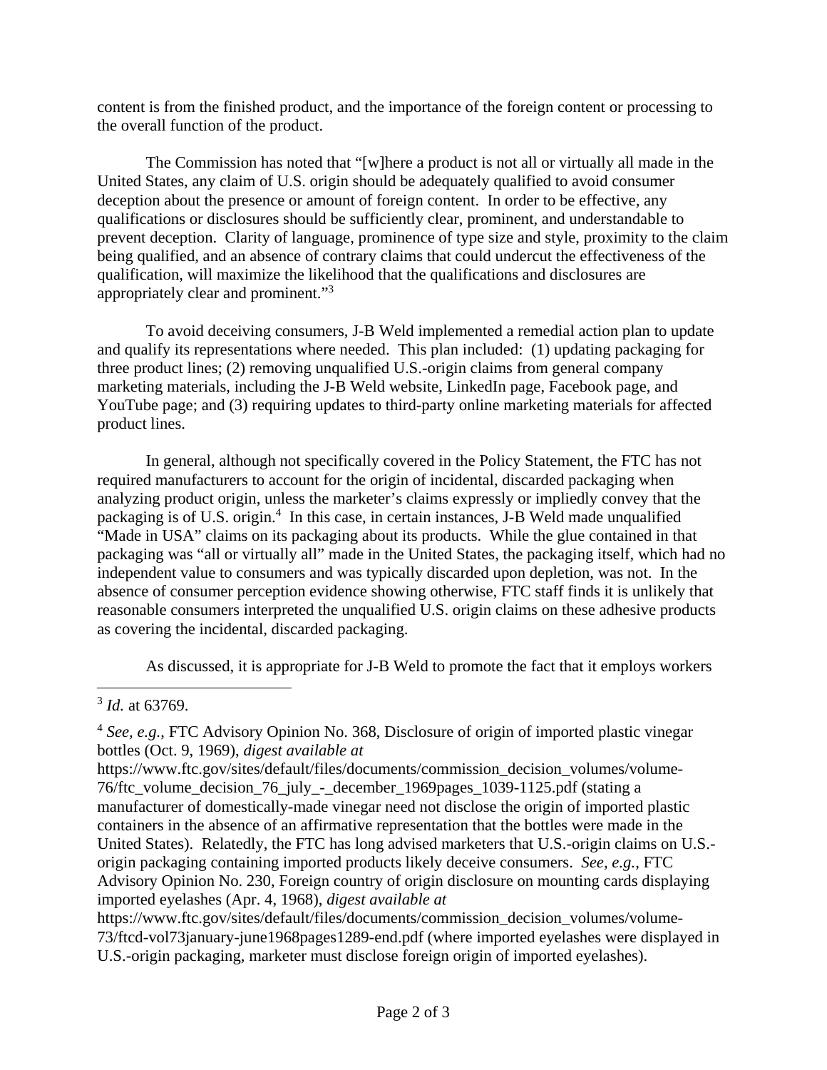content is from the finished product, and the importance of the foreign content or processing to the overall function of the product.

The Commission has noted that "[w]here a product is not all or virtually all made in the United States, any claim of U.S. origin should be adequately qualified to avoid consumer deception about the presence or amount of foreign content. In order to be effective, any qualifications or disclosures should be sufficiently clear, prominent, and understandable to prevent deception. Clarity of language, prominence of type size and style, proximity to the claim being qualified, and an absence of contrary claims that could undercut the effectiveness of the qualification, will maximize the likelihood that the qualifications and disclosures are appropriately clear and prominent."[3]

To avoid deceiving consumers, J-B Weld implemented a remedial action plan to update and qualify its representations where needed. This plan included: (1) updating packaging for three product lines; (2) removing unqualified U.S.-origin claims from general company marketing materials, including the J-B Weld website, LinkedIn page, Facebook page, and YouTube page; and (3) requiring updates to third-party online marketing materials for affected product lines.

In general, although not specifically covered in the Policy Statement, the FTC has not required manufacturers to account for the origin of incidental, discarded packaging when analyzing product origin, unless the marketer's claims expressly or impliedly convey that the packaging is of U.S. origin.[4] In this case, in certain instances, J-B Weld made unqualified "Made in USA" claims on its packaging about its products. While the glue contained in that packaging was "all or virtually all" made in the United States, the packaging itself, which had no independent value to consumers and was typically discarded upon depletion, was not. In the absence of consumer perception evidence showing otherwise, FTC staff finds it is unlikely that reasonable consumers interpreted the unqualified U.S. origin claims on these adhesive products as covering the incidental, discarded packaging.

As discussed, it is appropriate for J-B Weld to promote the fact that it employs workers

---

[3] *Id.* at 63769.

[4] *See, e.g.*, FTC Advisory Opinion No. 368, Disclosure of origin of imported plastic vinegar bottles (Oct. 9, 1969), *digest available at* https://www.ftc.gov/sites/default/files/documents/commission_decision_volumes/volume-76/ftc_volume_decision_76_july_-_december_1969pages_1039-1125.pdf (stating a manufacturer of domestically-made vinegar need not disclose the origin of imported plastic containers in the absence of an affirmative representation that the bottles were made in the United States). Relatedly, the FTC has long advised marketers that U.S.-origin claims on U.S.-origin packaging containing imported products likely deceive consumers. *See, e.g.*, FTC Advisory Opinion No. 230, Foreign country of origin disclosure on mounting cards displaying imported eyelashes (Apr. 4, 1968), *digest available at* https://www.ftc.gov/sites/default/files/documents/commission_decision_volumes/volume-73/ftcd-vol73january-june1968pages1289-end.pdf (where imported eyelashes were displayed in U.S.-origin packaging, marketer must disclose foreign origin of imported eyelashes).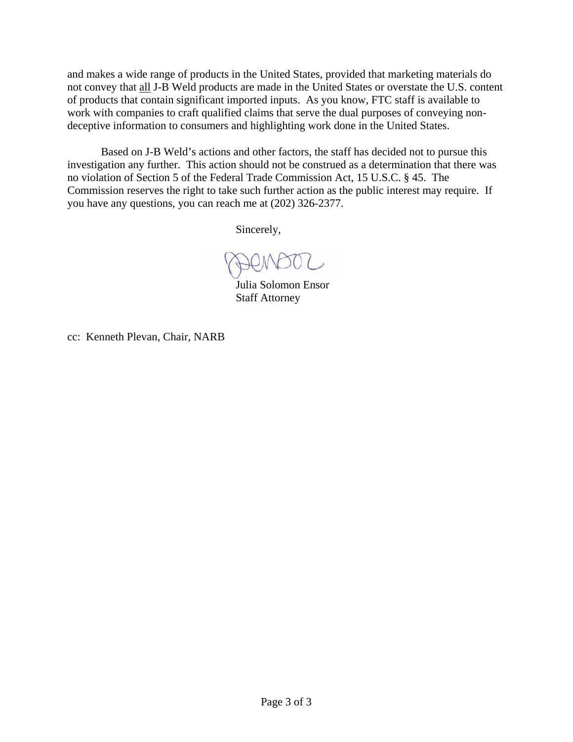and makes a wide range of products in the United States, provided that marketing materials do not convey that <u>all</u> J-B Weld products are made in the United States or overstate the U.S. content of products that contain significant imported inputs. As you know, FTC staff is available to work with companies to craft qualified claims that serve the dual purposes of conveying non-deceptive information to consumers and highlighting work done in the United States.

Based on J-B Weld's actions and other factors, the staff has decided not to pursue this investigation any further. This action should not be construed as a determination that there was no violation of Section 5 of the Federal Trade Commission Act, 15 U.S.C. § 45. The Commission reserves the right to take such further action as the public interest may require. If you have any questions, you can reach me at (202) 326-2377.

Sincerely,

Julia Solomon Ensor
Staff Attorney

cc: Kenneth Plevan, Chair, NARB